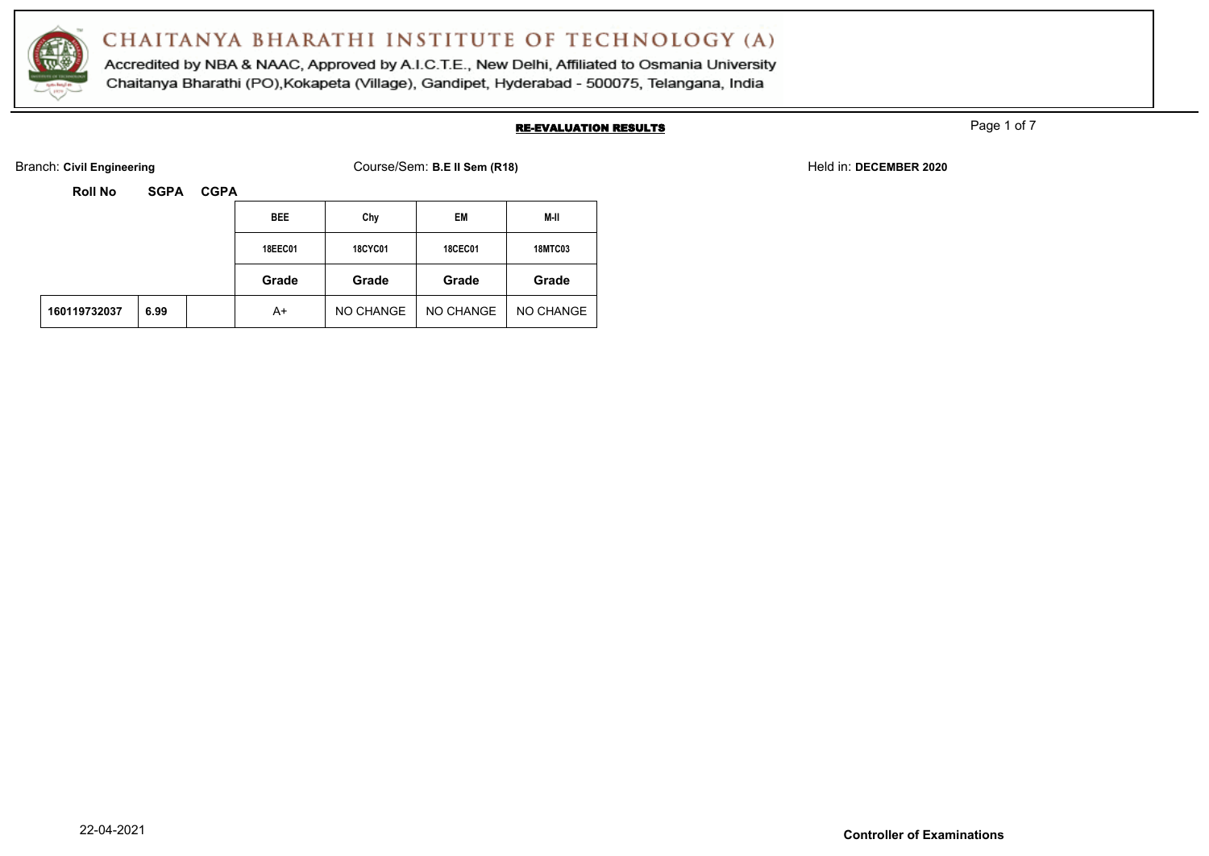# CHAITANYA BHARATHI INSTITUTE OF TECHNOLOGY (A)

Accredited by NBA & NAAC, Approved by A.I.C.T.E., New Delhi, Affiliated to Osmania University

Chaitanya Bharathi (PO),Kokapeta (Village), Gandipet, Hyderabad - 500075, Telangana, India

## RE-EVALUATION RESULTS

Branch: **Civil Engineering** Course/Sem: **B.E II Sem (R18)** Held in: **DECEMBER 2020**

| Roll No | SGPA | CGPA | BEE | Chy | EM | M-II |
|---|---|---|---|---|---|---|
| | | | 18EEC01 | 18CYC01 | 18CEC01 | 18MTC03 |
| | | | Grade | Grade | Grade | Grade |
| 160119732037 | 6.99 | | A+ | NO CHANGE | NO CHANGE | NO CHANGE |

22-04-2021

**Controller of Examinations**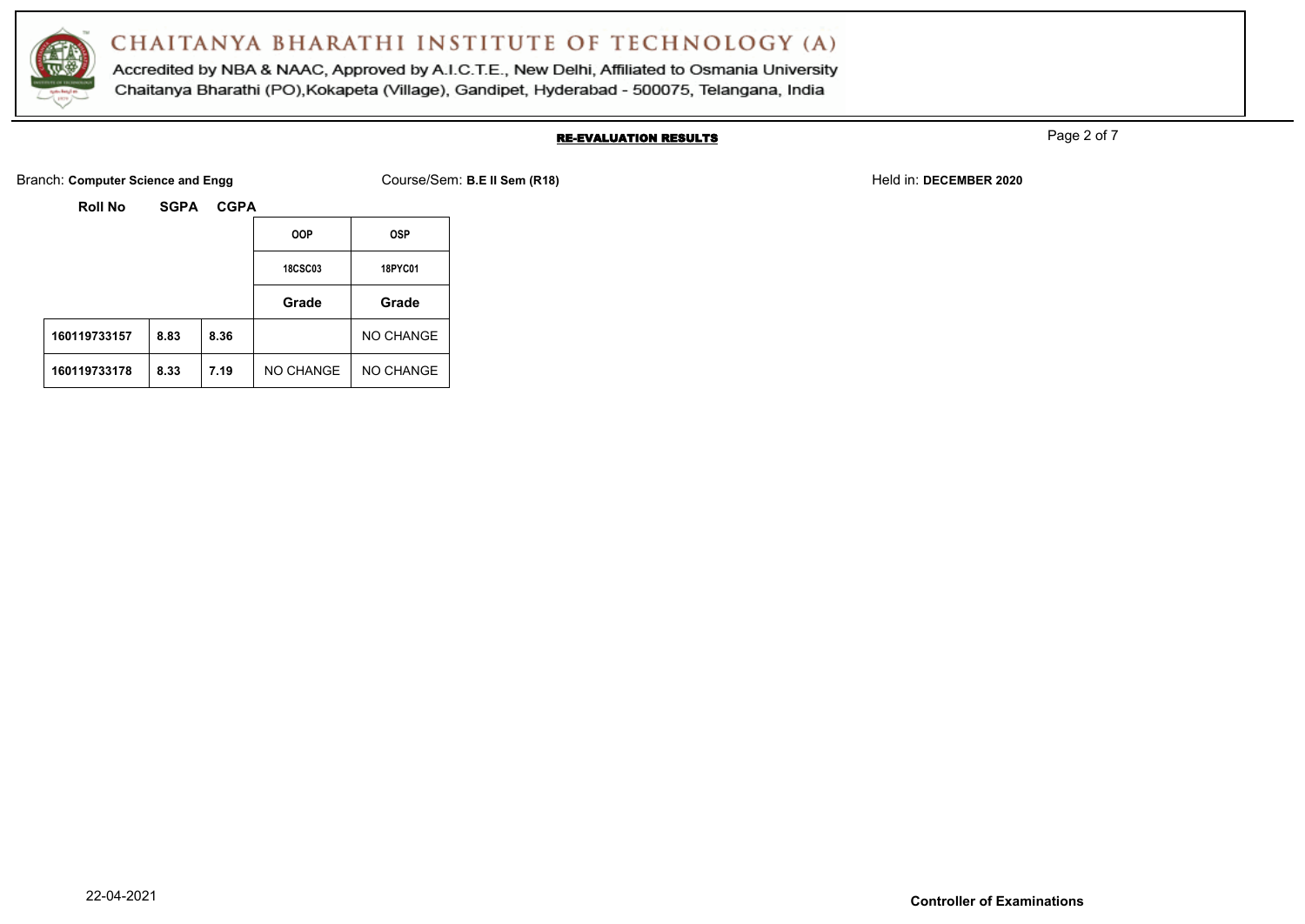# CHAITANYA BHARATHI INSTITUTE OF TECHNOLOGY (A)

Accredited by NBA & NAAC, Approved by A.I.C.T.E., New Delhi, Affiliated to Osmania University
Chaitanya Bharathi (PO),Kokapeta (Village), Gandipet, Hyderabad - 500075, Telangana, India

## RE-EVALUATION RESULTS

Branch: **Computer Science and Engg** Course/Sem: **B.E II Sem (R18)** Held in: **DECEMBER 2020**

| Roll No | SGPA | CGPA | OOP | OSP |
|---|---|---|---|---|
| | | | 18CSC03 | 18PYC01 |
| | | | Grade | Grade |
| 160119733157 | 8.83 | 8.36 | | NO CHANGE |
| 160119733178 | 8.33 | 7.19 | NO CHANGE | NO CHANGE |

22-04-2021

**Controller of Examinations**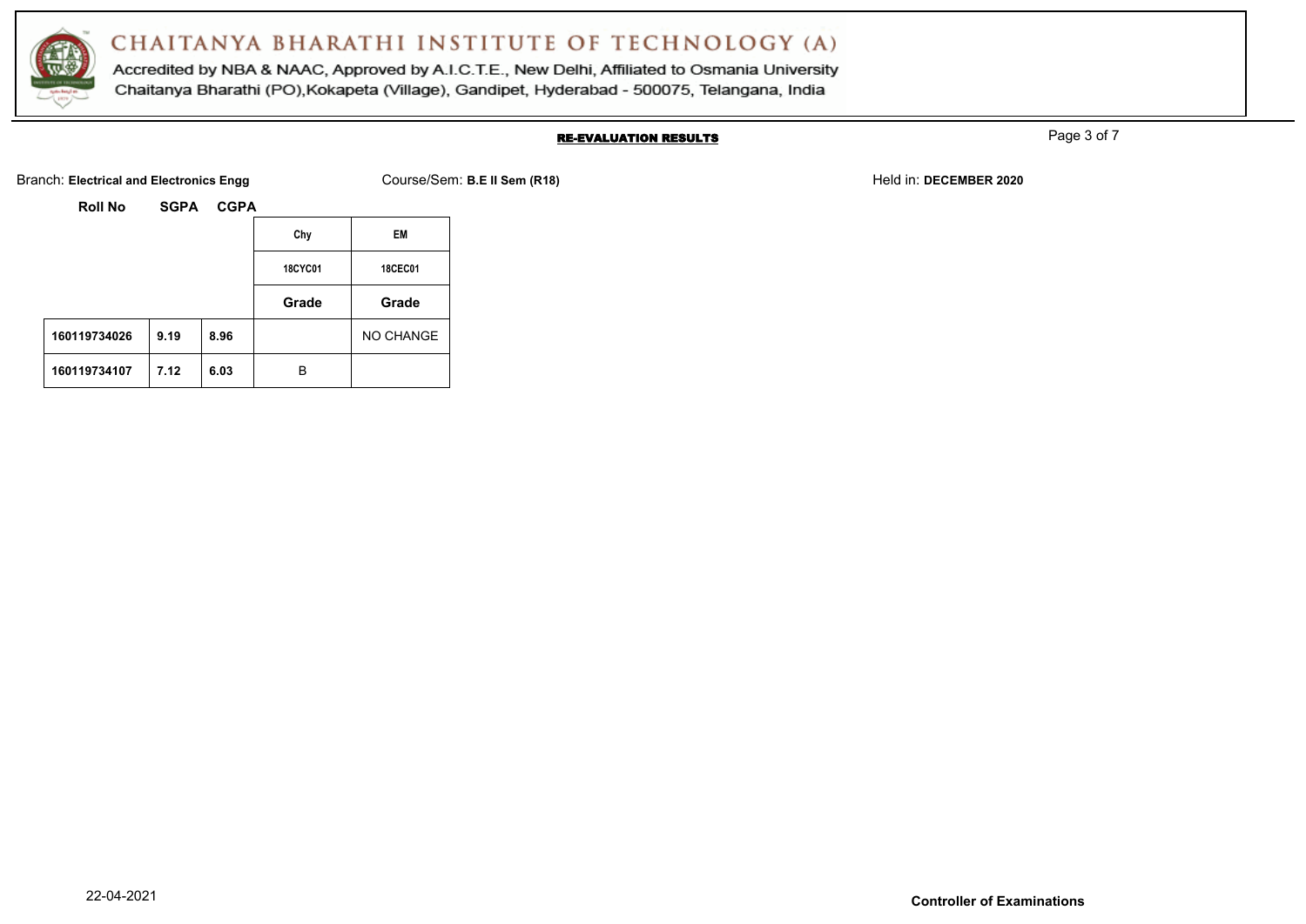# CHAITANYA BHARATHI INSTITUTE OF TECHNOLOGY (A)

Accredited by NBA & NAAC, Approved by A.I.C.T.E., New Delhi, Affiliated to Osmania University

Chaitanya Bharathi (PO),Kokapeta (Village), Gandipet, Hyderabad - 500075, Telangana, India

## RE-EVALUATION RESULTS

Branch: **Electrical and Electronics Engg** Course/Sem: **B.E II Sem (R18)** Held in: **DECEMBER 2020**

| Roll No | SGPA | CGPA | Chy | EM |
|---|---|---|---|---|
| | | | 18CYC01 | 18CEC01 |
| | | | Grade | Grade |
| 160119734026 | 9.19 | 8.96 | | NO CHANGE |
| 160119734107 | 7.12 | 6.03 | B | |

22-04-2021

**Controller of Examinations**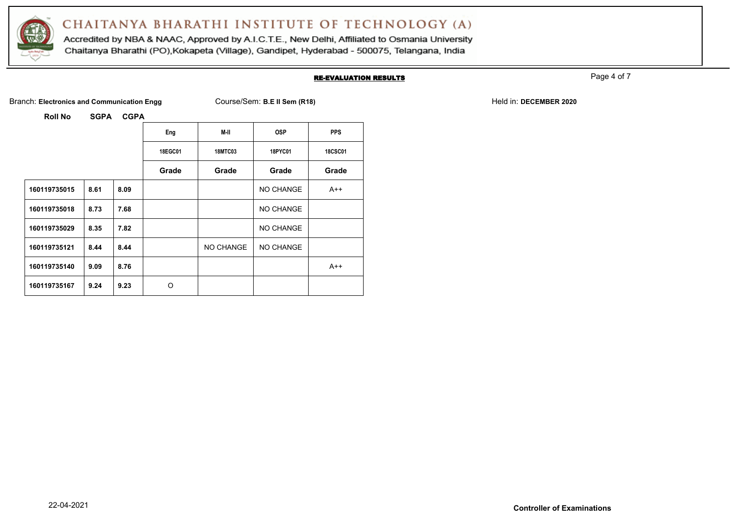# CHAITANYA BHARATHI INSTITUTE OF TECHNOLOGY (A)

Accredited by NBA & NAAC, Approved by A.I.C.T.E., New Delhi, Affiliated to Osmania University
Chaitanya Bharathi (PO),Kokapeta (Village), Gandipet, Hyderabad - 500075, Telangana, India

## RE-EVALUATION RESULTS

Branch: **Electronics and Communication Engg** Course/Sem: **B.E II Sem (R18)** Held in: **DECEMBER 2020**

| Roll No | SGPA | CGPA | Eng | M-II | OSP | PPS |
|---|---|---|---|---|---|---|
| | | | 18EGC01 | 18MTC03 | 18PYC01 | 18CSC01 |
| | | | Grade | Grade | Grade | Grade |
| 160119735015 | 8.61 | 8.09 | | | NO CHANGE | A++ |
| 160119735018 | 8.73 | 7.68 | | | NO CHANGE | |
| 160119735029 | 8.35 | 7.82 | | | NO CHANGE | |
| 160119735121 | 8.44 | 8.44 | | NO CHANGE | NO CHANGE | |
| 160119735140 | 9.09 | 8.76 | | | | A++ |
| 160119735167 | 9.24 | 9.23 | O | | | |

22-04-2021

**Controller of Examinations**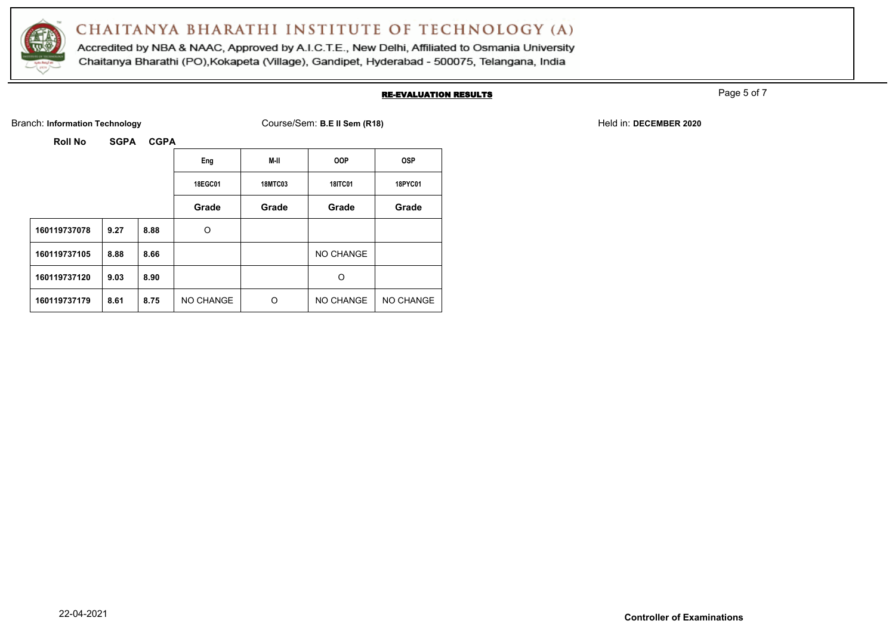# CHAITANYA BHARATHI INSTITUTE OF TECHNOLOGY (A)

Accredited by NBA & NAAC, Approved by A.I.C.T.E., New Delhi, Affiliated to Osmania University
Chaitanya Bharathi (PO),Kokapeta (Village), Gandipet, Hyderabad - 500075, Telangana, India

## RE-EVALUATION RESULTS

Branch: **Information Technology** Course/Sem: **B.E II Sem (R18)** Held in: **DECEMBER 2020**

| Roll No | SGPA | CGPA | Eng | M-II | OOP | OSP |
|---|---|---|---|---|---|---|
| | | | 18EGC01 | 18MTC03 | 18ITC01 | 18PYC01 |
| | | | Grade | Grade | Grade | Grade |
| 160119737078 | 9.27 | 8.88 | O | | | |
| 160119737105 | 8.88 | 8.66 | | | NO CHANGE | |
| 160119737120 | 9.03 | 8.90 | | | O | |
| 160119737179 | 8.61 | 8.75 | NO CHANGE | O | NO CHANGE | NO CHANGE |

22-04-2021

**Controller of Examinations**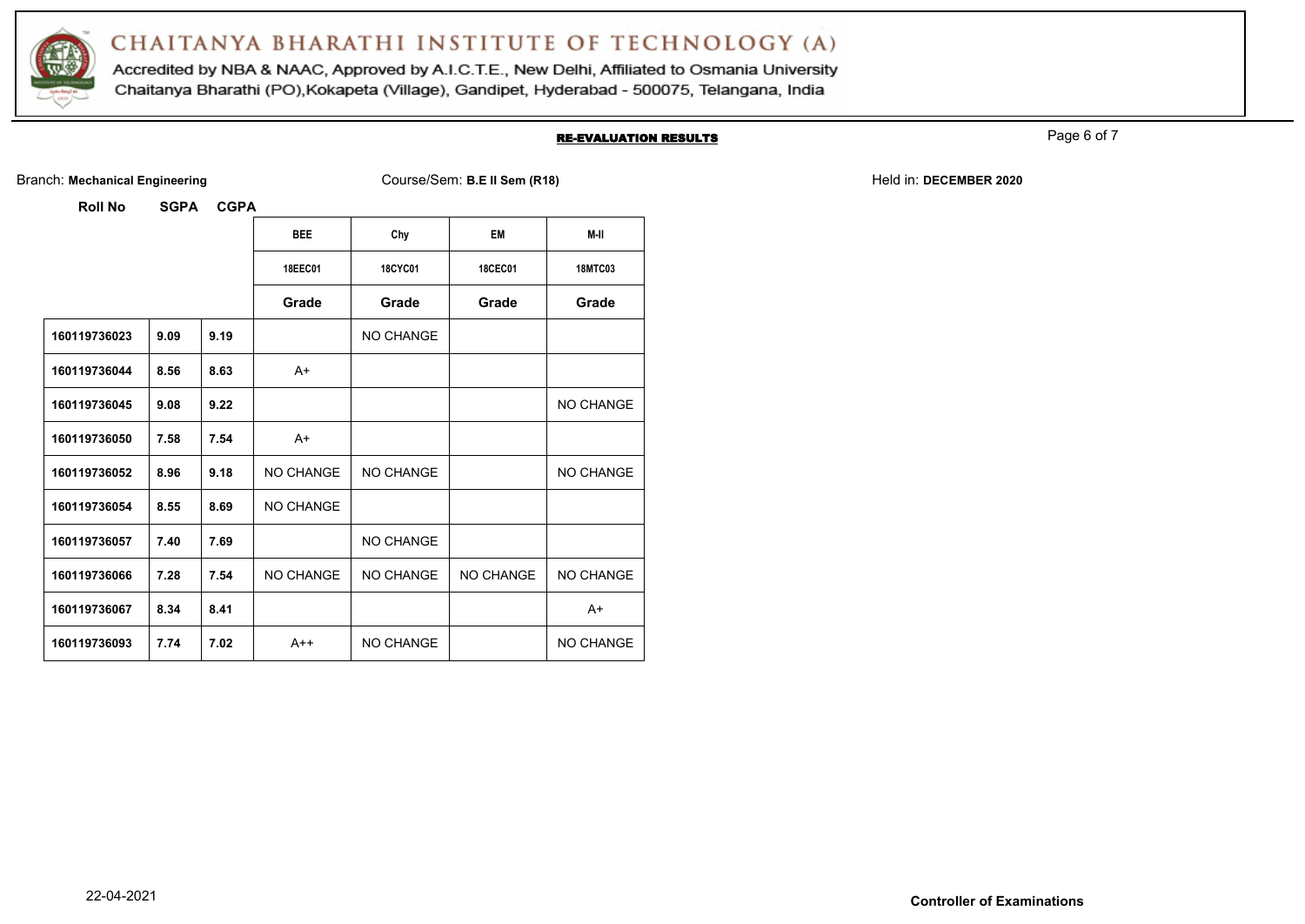# CHAITANYA BHARATHI INSTITUTE OF TECHNOLOGY (A)

Accredited by NBA & NAAC, Approved by A.I.C.T.E., New Delhi, Affiliated to Osmania University
Chaitanya Bharathi (PO),Kokapeta (Village), Gandipet, Hyderabad - 500075, Telangana, India

## RE-EVALUATION RESULTS

Branch: **Mechanical Engineering** Course/Sem: **B.E II Sem (R18)** Held in: **DECEMBER 2020**

| Roll No | SGPA | CGPA | BEE | Chy | EM | M-II |
|---|---|---|---|---|---|---|
| | | | 18EEC01 | 18CYC01 | 18CEC01 | 18MTC03 |
| | | | Grade | Grade | Grade | Grade |
| 160119736023 | 9.09 | 9.19 | | NO CHANGE | | |
| 160119736044 | 8.56 | 8.63 | A+ | | | |
| 160119736045 | 9.08 | 9.22 | | | | NO CHANGE |
| 160119736050 | 7.58 | 7.54 | A+ | | | |
| 160119736052 | 8.96 | 9.18 | NO CHANGE | NO CHANGE | | NO CHANGE |
| 160119736054 | 8.55 | 8.69 | NO CHANGE | | | |
| 160119736057 | 7.40 | 7.69 | | NO CHANGE | | |
| 160119736066 | 7.28 | 7.54 | NO CHANGE | NO CHANGE | NO CHANGE | NO CHANGE |
| 160119736067 | 8.34 | 8.41 | | | | A+ |
| 160119736093 | 7.74 | 7.02 | A++ | NO CHANGE | | NO CHANGE |

22-04-2021

**Controller of Examinations**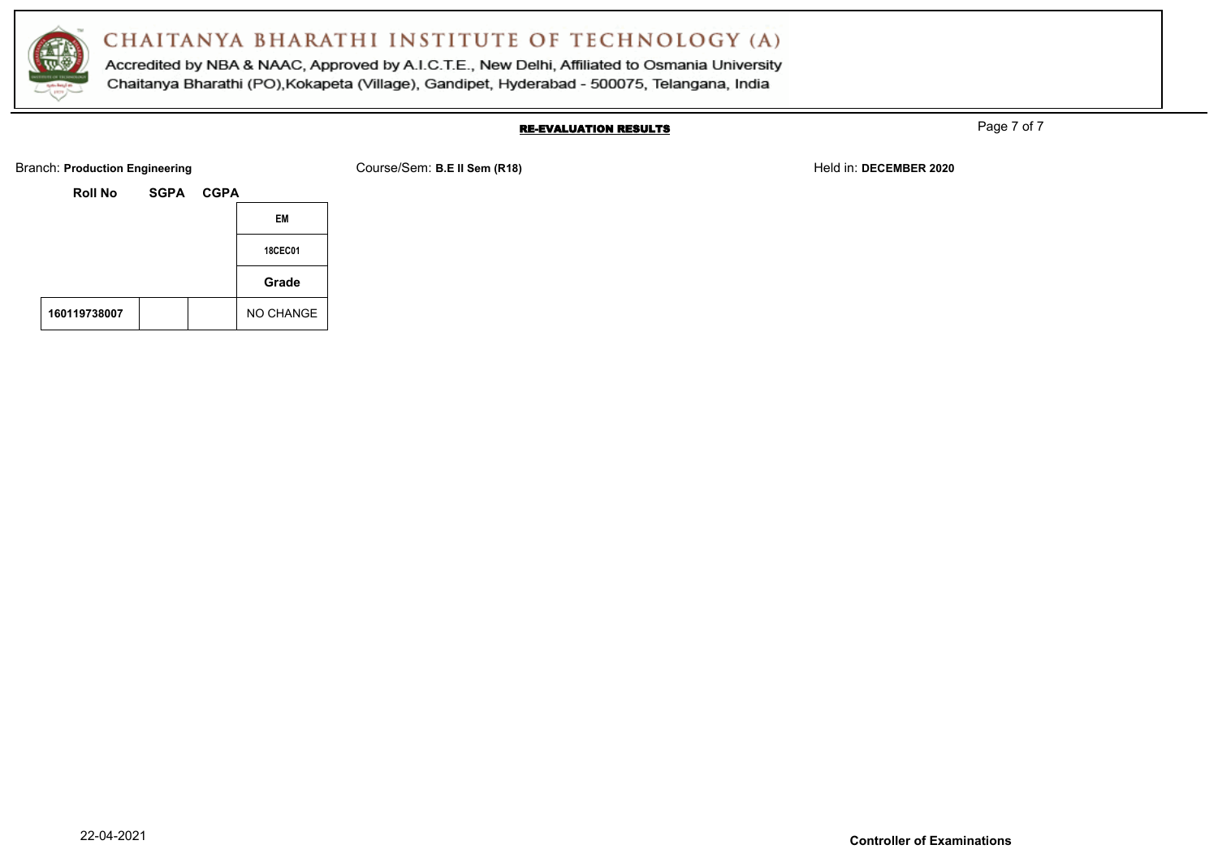**RE-EVALUATION RESULTS**

Branch: **Production Engineering**

Course/Sem: **B.E II Sem (R18)**

Held in: **DECEMBER 2020**

| Roll No | SGPA | CGPA | EM |
|---|---|---|---|
| | | | 18CEC01 |
| | | | Grade |
| 160119738007 | | | NO CHANGE |

22-04-2021

**Controller of Examinations**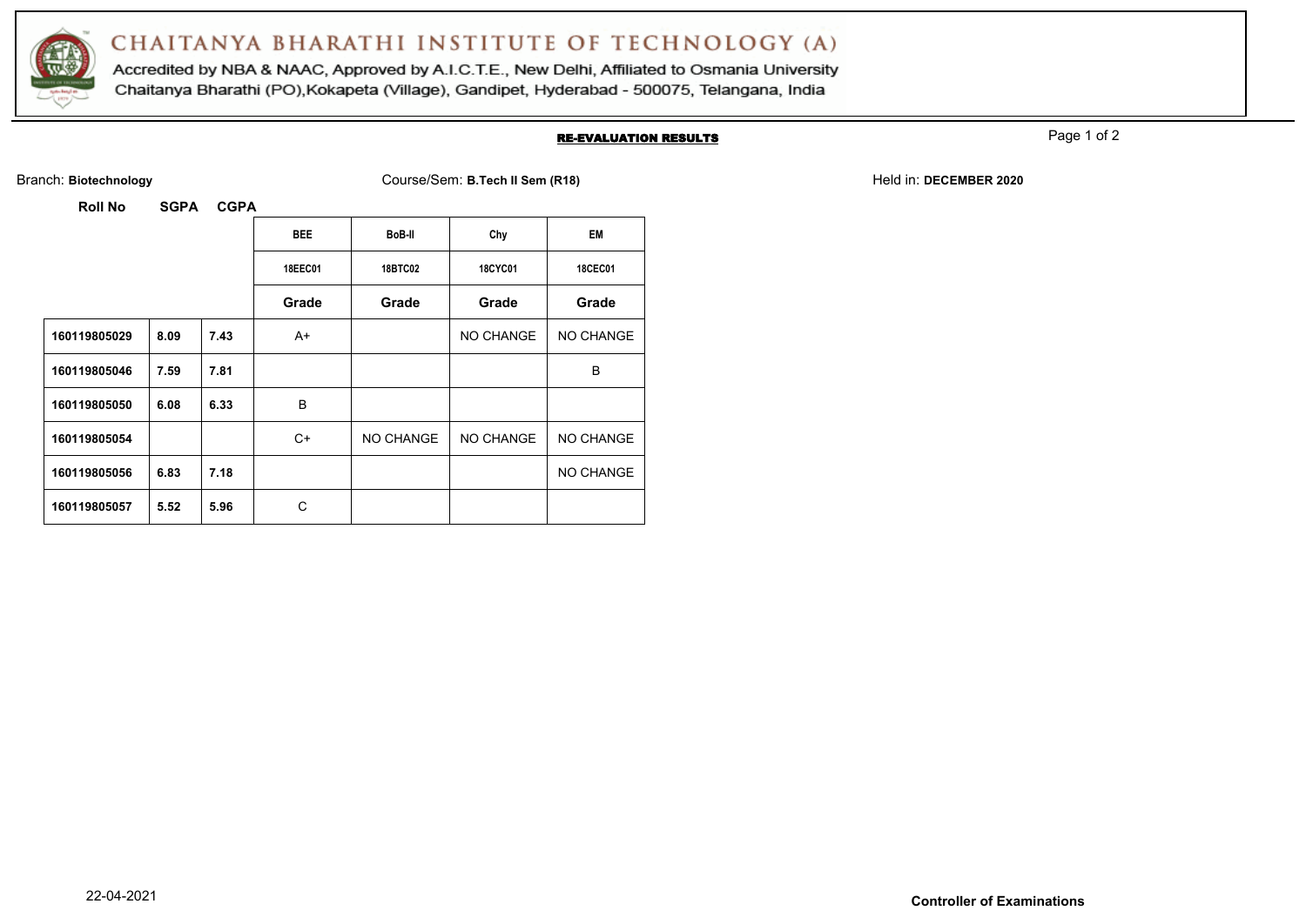# CHAITANYA BHARATHI INSTITUTE OF TECHNOLOGY (A)

Accredited by NBA & NAAC, Approved by A.I.C.T.E., New Delhi, Affiliated to Osmania University
Chaitanya Bharathi (PO),Kokapeta (Village), Gandipet, Hyderabad - 500075, Telangana, India

## RE-EVALUATION RESULTS

Branch: **Biotechnology** Course/Sem: **B.Tech II Sem (R18)** Held in: **DECEMBER 2020**

| Roll No | SGPA | CGPA | BEE | BoB-II | Chy | EM |
|---|---|---|---|---|---|---|
| | | | 18EEC01 | 18BTC02 | 18CYC01 | 18CEC01 |
| | | | Grade | Grade | Grade | Grade |
| 160119805029 | 8.09 | 7.43 | A+ | | NO CHANGE | NO CHANGE |
| 160119805046 | 7.59 | 7.81 | | | | B |
| 160119805050 | 6.08 | 6.33 | B | | | |
| 160119805054 | | | C+ | NO CHANGE | NO CHANGE | NO CHANGE |
| 160119805056 | 6.83 | 7.18 | | | | NO CHANGE |
| 160119805057 | 5.52 | 5.96 | C | | | |

22-04-2021

**Controller of Examinations**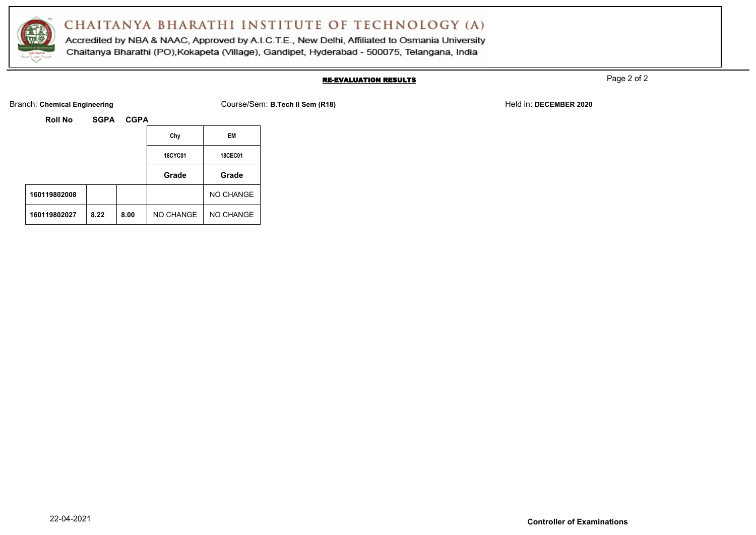# CHAITANYA BHARATHI INSTITUTE OF TECHNOLOGY (A)

Accredited by NBA & NAAC, Approved by A.I.C.T.E., New Delhi, Affiliated to Osmania University
Chaitanya Bharathi (PO),Kokapeta (Village), Gandipet, Hyderabad - 500075, Telangana, India

**RE-EVALUATION RESULTS**

Branch: **Chemical Engineering** Course/Sem: **B.Tech II Sem (R18)** Held in: **DECEMBER 2020**

| Roll No | SGPA | CGPA | Chy | EM |
|---|---|---|---|---|
| | | | 18CYC01 | 18CEC01 |
| | | | Grade | Grade |
| 160119802008 | | | | NO CHANGE |
| 160119802027 | 8.22 | 8.00 | NO CHANGE | NO CHANGE |

22-04-2021

**Controller of Examinations**